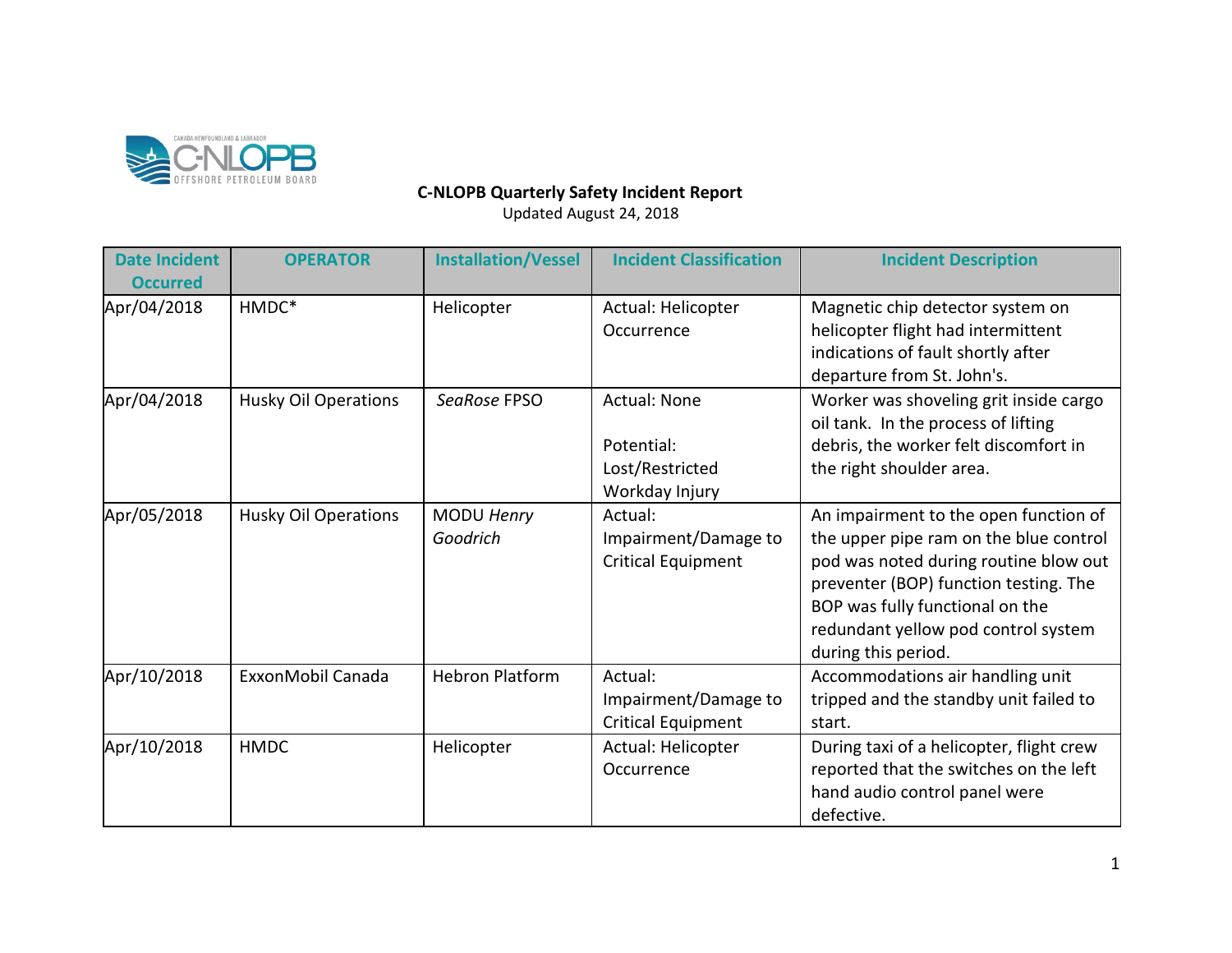**C-NLOPB Quarterly Safety Incident Report**

Updated August 24, 2018

| Date Incident Occurred | OPERATOR | Installation/Vessel | Incident Classification | Incident Description |
|---|---|---|---|---|
| Apr/04/2018 | HMDC* | Helicopter | Actual: Helicopter Occurrence | Magnetic chip detector system on helicopter flight had intermittent indications of fault shortly after departure from St. John's. |
| Apr/04/2018 | Husky Oil Operations | *SeaRose* FPSO | Actual: None<br><br>Potential: Lost/Restricted Workday Injury | Worker was shoveling grit inside cargo oil tank. In the process of lifting debris, the worker felt discomfort in the right shoulder area. |
| Apr/05/2018 | Husky Oil Operations | MODU *Henry Goodrich* | Actual: Impairment/Damage to Critical Equipment | An impairment to the open function of the upper pipe ram on the blue control pod was noted during routine blow out preventer (BOP) function testing. The BOP was fully functional on the redundant yellow pod control system during this period. |
| Apr/10/2018 | ExxonMobil Canada | Hebron Platform | Actual: Impairment/Damage to Critical Equipment | Accommodations air handling unit tripped and the standby unit failed to start. |
| Apr/10/2018 | HMDC | Helicopter | Actual: Helicopter Occurrence | During taxi of a helicopter, flight crew reported that the switches on the left hand audio control panel were defective. |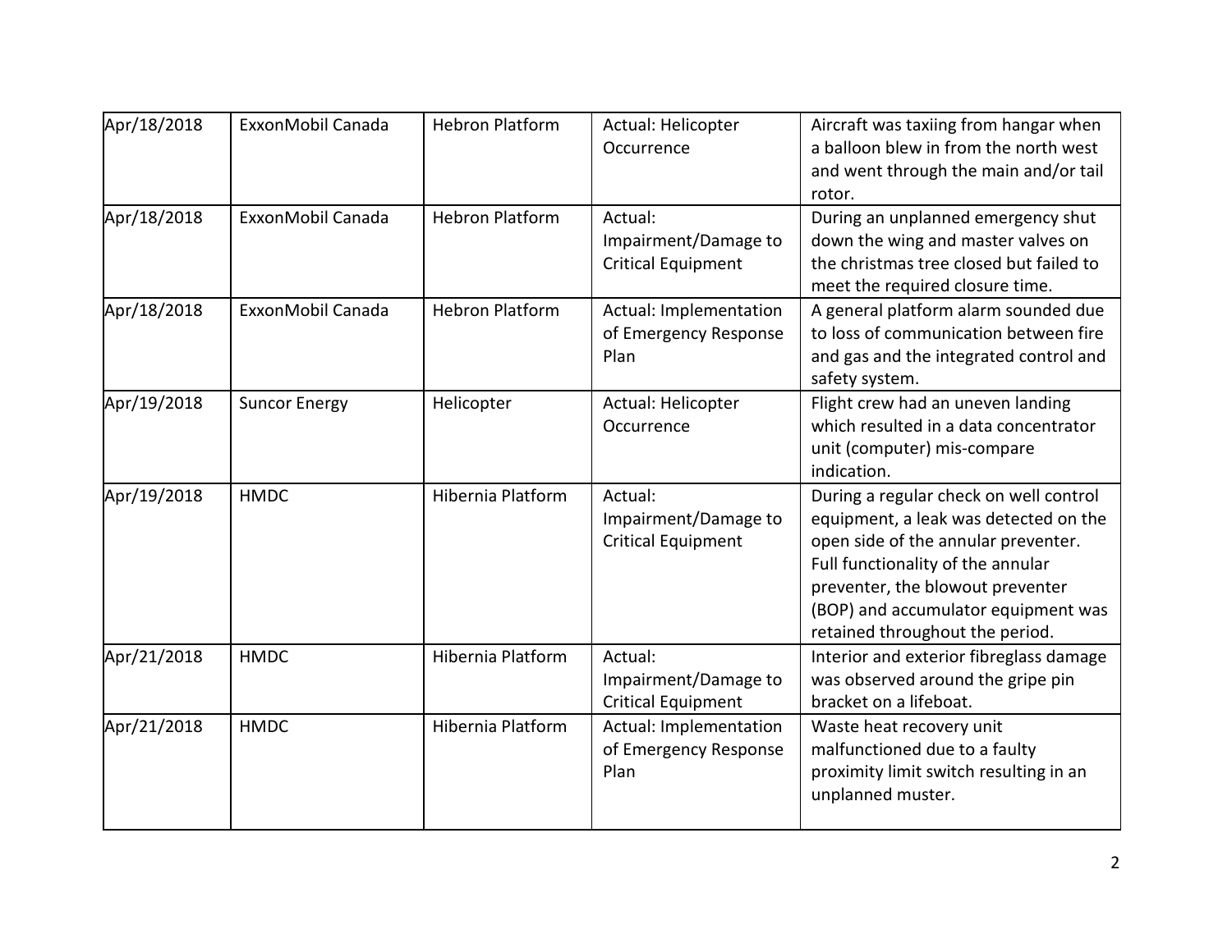| | | | | |
|---|---|---|---|---|
| Apr/18/2018 | ExxonMobil Canada | Hebron Platform | Actual: Helicopter Occurrence | Aircraft was taxiing from hangar when a balloon blew in from the north west and went through the main and/or tail rotor. |
| Apr/18/2018 | ExxonMobil Canada | Hebron Platform | Actual: Impairment/Damage to Critical Equipment | During an unplanned emergency shut down the wing and master valves on the christmas tree closed but failed to meet the required closure time. |
| Apr/18/2018 | ExxonMobil Canada | Hebron Platform | Actual: Implementation of Emergency Response Plan | A general platform alarm sounded due to loss of communication between fire and gas and the integrated control and safety system. |
| Apr/19/2018 | Suncor Energy | Helicopter | Actual: Helicopter Occurrence | Flight crew had an uneven landing which resulted in a data concentrator unit (computer) mis-compare indication. |
| Apr/19/2018 | HMDC | Hibernia Platform | Actual: Impairment/Damage to Critical Equipment | During a regular check on well control equipment, a leak was detected on the open side of the annular preventer. Full functionality of the annular preventer, the blowout preventer (BOP) and accumulator equipment was retained throughout the period. |
| Apr/21/2018 | HMDC | Hibernia Platform | Actual: Impairment/Damage to Critical Equipment | Interior and exterior fibreglass damage was observed around the gripe pin bracket on a lifeboat. |
| Apr/21/2018 | HMDC | Hibernia Platform | Actual: Implementation of Emergency Response Plan | Waste heat recovery unit malfunctioned due to a faulty proximity limit switch resulting in an unplanned muster. |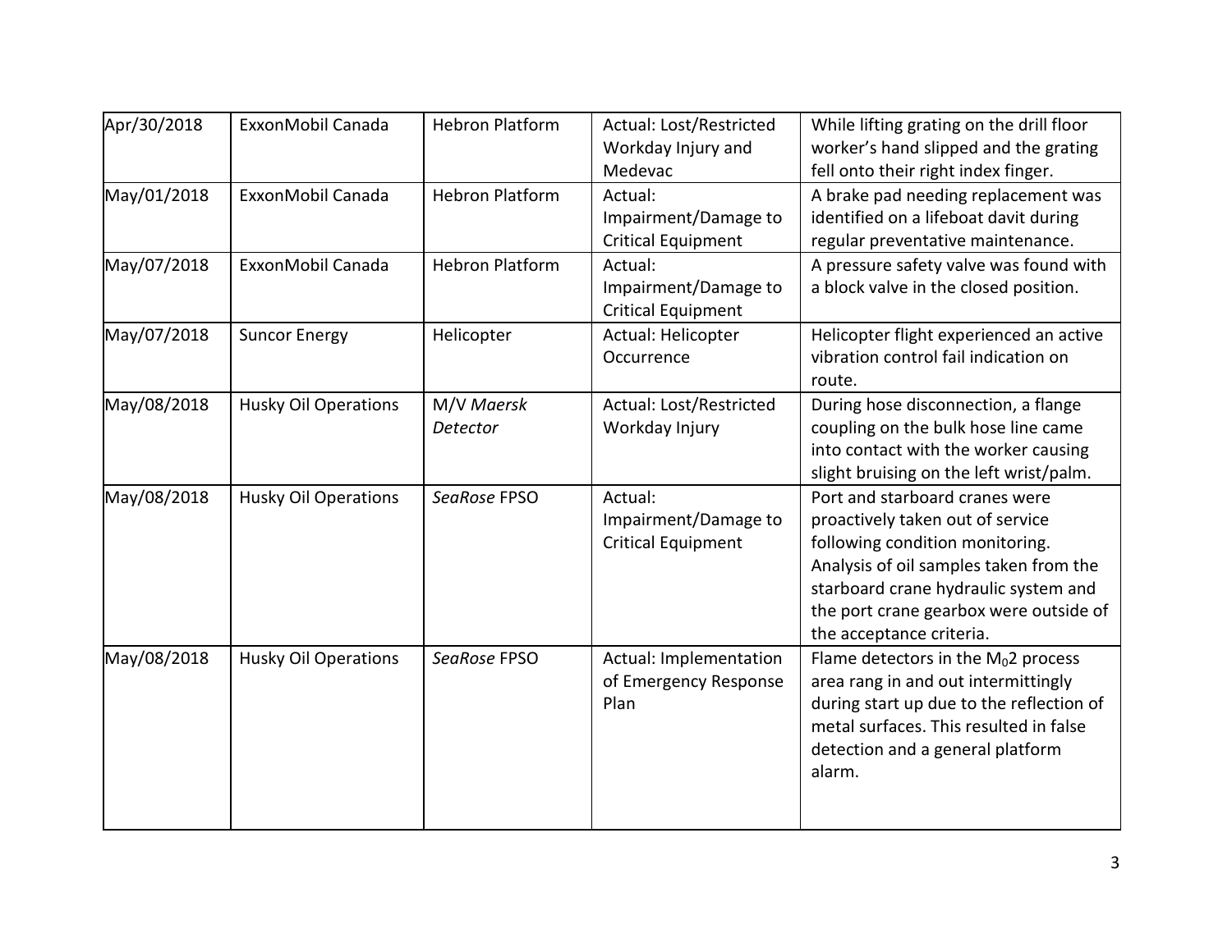| Apr/30/2018 | ExxonMobil Canada | Hebron Platform | Actual: Lost/Restricted Workday Injury and Medevac | While lifting grating on the drill floor worker's hand slipped and the grating fell onto their right index finger. |
|---|---|---|---|---|
| May/01/2018 | ExxonMobil Canada | Hebron Platform | Actual: Impairment/Damage to Critical Equipment | A brake pad needing replacement was identified on a lifeboat davit during regular preventative maintenance. |
| May/07/2018 | ExxonMobil Canada | Hebron Platform | Actual: Impairment/Damage to Critical Equipment | A pressure safety valve was found with a block valve in the closed position. |
| May/07/2018 | Suncor Energy | Helicopter | Actual: Helicopter Occurrence | Helicopter flight experienced an active vibration control fail indication on route. |
| May/08/2018 | Husky Oil Operations | M/V *Maersk Detector* | Actual: Lost/Restricted Workday Injury | During hose disconnection, a flange coupling on the bulk hose line came into contact with the worker causing slight bruising on the left wrist/palm. |
| May/08/2018 | Husky Oil Operations | *SeaRose* FPSO | Actual: Impairment/Damage to Critical Equipment | Port and starboard cranes were proactively taken out of service following condition monitoring. Analysis of oil samples taken from the starboard crane hydraulic system and the port crane gearbox were outside of the acceptance criteria. |
| May/08/2018 | Husky Oil Operations | *SeaRose* FPSO | Actual: Implementation of Emergency Response Plan | Flame detectors in the $M_0$2 process area rang in and out intermittingly during start up due to the reflection of metal surfaces. This resulted in false detection and a general platform alarm. |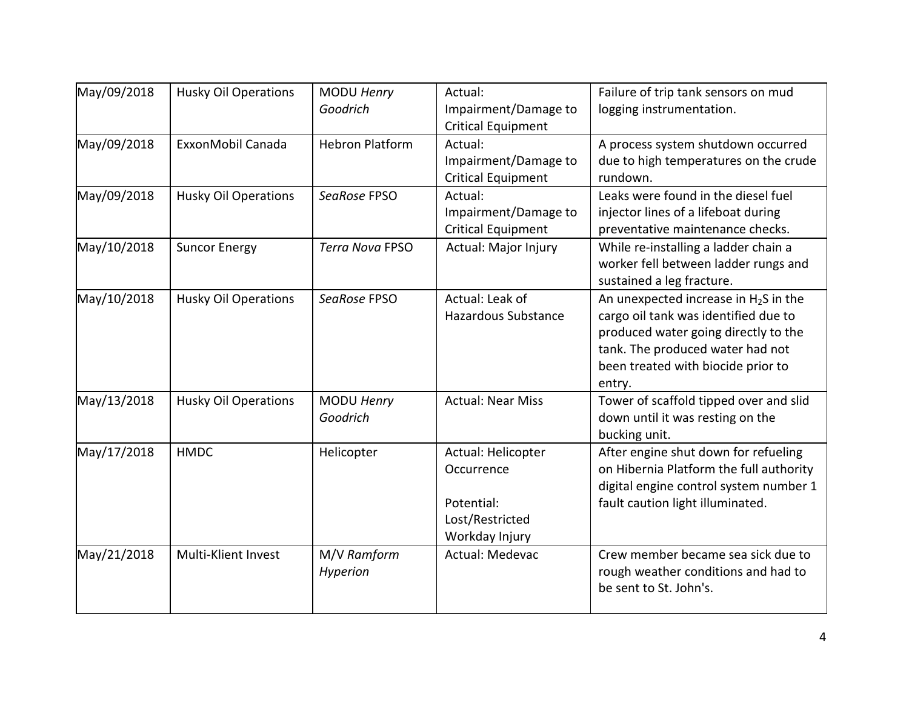| May/09/2018 | Husky Oil Operations | MODU *Henry Goodrich* | Actual: Impairment/Damage to Critical Equipment | Failure of trip tank sensors on mud logging instrumentation. |
|---|---|---|---|---|
| May/09/2018 | ExxonMobil Canada | Hebron Platform | Actual: Impairment/Damage to Critical Equipment | A process system shutdown occurred due to high temperatures on the crude rundown. |
| May/09/2018 | Husky Oil Operations | *SeaRose* FPSO | Actual: Impairment/Damage to Critical Equipment | Leaks were found in the diesel fuel injector lines of a lifeboat during preventative maintenance checks. |
| May/10/2018 | Suncor Energy | *Terra Nova* FPSO | Actual: Major Injury | While re-installing a ladder chain a worker fell between ladder rungs and sustained a leg fracture. |
| May/10/2018 | Husky Oil Operations | *SeaRose* FPSO | Actual: Leak of Hazardous Substance | An unexpected increase in $H_2S$ in the cargo oil tank was identified due to produced water going directly to the tank. The produced water had not been treated with biocide prior to entry. |
| May/13/2018 | Husky Oil Operations | MODU *Henry Goodrich* | Actual: Near Miss | Tower of scaffold tipped over and slid down until it was resting on the bucking unit. |
| May/17/2018 | HMDC | Helicopter | Actual: Helicopter Occurrence<br><br>Potential: Lost/Restricted Workday Injury | After engine shut down for refueling on Hibernia Platform the full authority digital engine control system number 1 fault caution light illuminated. |
| May/21/2018 | Multi-Klient Invest | M/V *Ramform Hyperion* | Actual: Medevac | Crew member became sea sick due to rough weather conditions and had to be sent to St. John's. |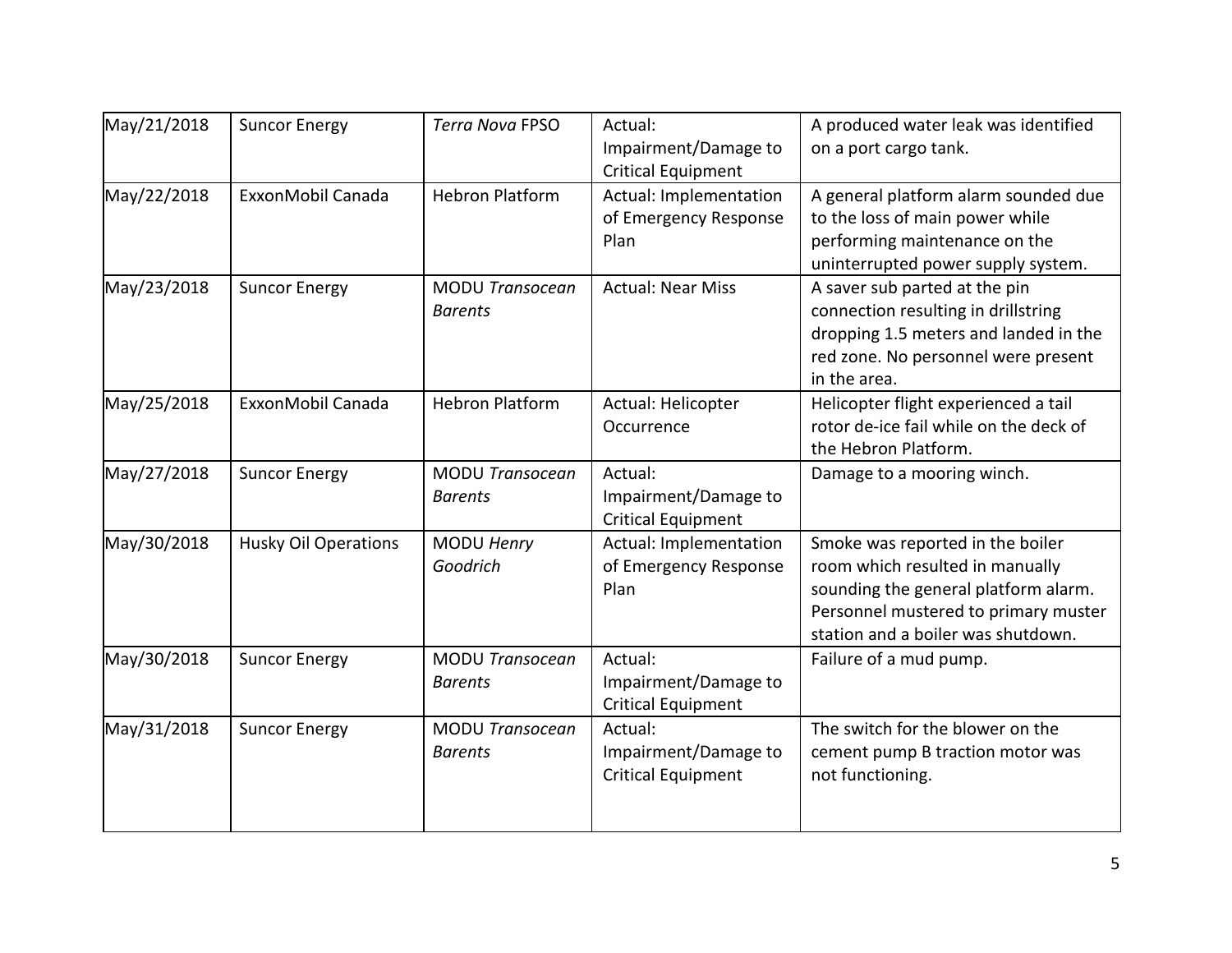| May/21/2018 | Suncor Energy | *Terra Nova* FPSO | Actual: Impairment/Damage to Critical Equipment | A produced water leak was identified on a port cargo tank. |
|---|---|---|---|---|
| May/22/2018 | ExxonMobil Canada | Hebron Platform | Actual: Implementation of Emergency Response Plan | A general platform alarm sounded due to the loss of main power while performing maintenance on the uninterrupted power supply system. |
| May/23/2018 | Suncor Energy | MODU *Transocean Barents* | Actual: Near Miss | A saver sub parted at the pin connection resulting in drillstring dropping 1.5 meters and landed in the red zone. No personnel were present in the area. |
| May/25/2018 | ExxonMobil Canada | Hebron Platform | Actual: Helicopter Occurrence | Helicopter flight experienced a tail rotor de-ice fail while on the deck of the Hebron Platform. |
| May/27/2018 | Suncor Energy | MODU *Transocean Barents* | Actual: Impairment/Damage to Critical Equipment | Damage to a mooring winch. |
| May/30/2018 | Husky Oil Operations | MODU *Henry Goodrich* | Actual: Implementation of Emergency Response Plan | Smoke was reported in the boiler room which resulted in manually sounding the general platform alarm. Personnel mustered to primary muster station and a boiler was shutdown. |
| May/30/2018 | Suncor Energy | MODU *Transocean Barents* | Actual: Impairment/Damage to Critical Equipment | Failure of a mud pump. |
| May/31/2018 | Suncor Energy | MODU *Transocean Barents* | Actual: Impairment/Damage to Critical Equipment | The switch for the blower on the cement pump B traction motor was not functioning. |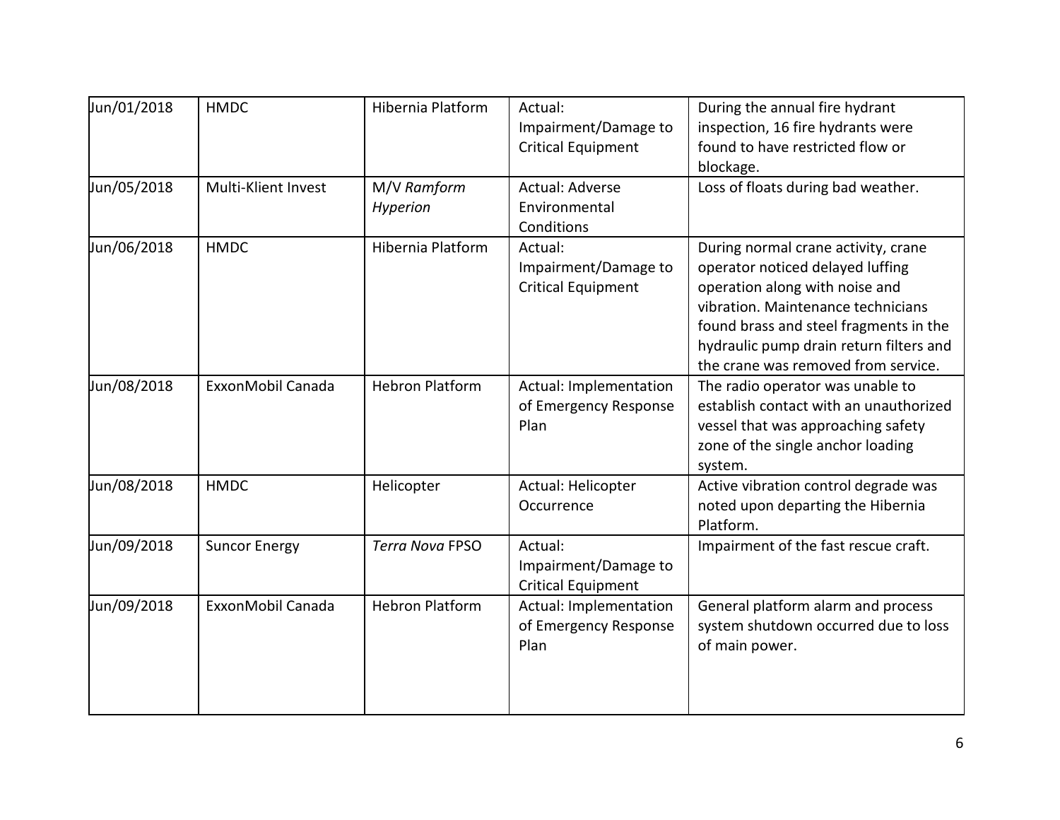| Jun/01/2018 | HMDC | Hibernia Platform | Actual: Impairment/Damage to Critical Equipment | During the annual fire hydrant inspection, 16 fire hydrants were found to have restricted flow or blockage. |
|---|---|---|---|---|
| Jun/05/2018 | Multi-Klient Invest | M/V *Ramform Hyperion* | Actual: Adverse Environmental Conditions | Loss of floats during bad weather. |
| Jun/06/2018 | HMDC | Hibernia Platform | Actual: Impairment/Damage to Critical Equipment | During normal crane activity, crane operator noticed delayed luffing operation along with noise and vibration. Maintenance technicians found brass and steel fragments in the hydraulic pump drain return filters and the crane was removed from service. |
| Jun/08/2018 | ExxonMobil Canada | Hebron Platform | Actual: Implementation of Emergency Response Plan | The radio operator was unable to establish contact with an unauthorized vessel that was approaching safety zone of the single anchor loading system. |
| Jun/08/2018 | HMDC | Helicopter | Actual: Helicopter Occurrence | Active vibration control degrade was noted upon departing the Hibernia Platform. |
| Jun/09/2018 | Suncor Energy | *Terra Nova* FPSO | Actual: Impairment/Damage to Critical Equipment | Impairment of the fast rescue craft. |
| Jun/09/2018 | ExxonMobil Canada | Hebron Platform | Actual: Implementation of Emergency Response Plan | General platform alarm and process system shutdown occurred due to loss of main power. |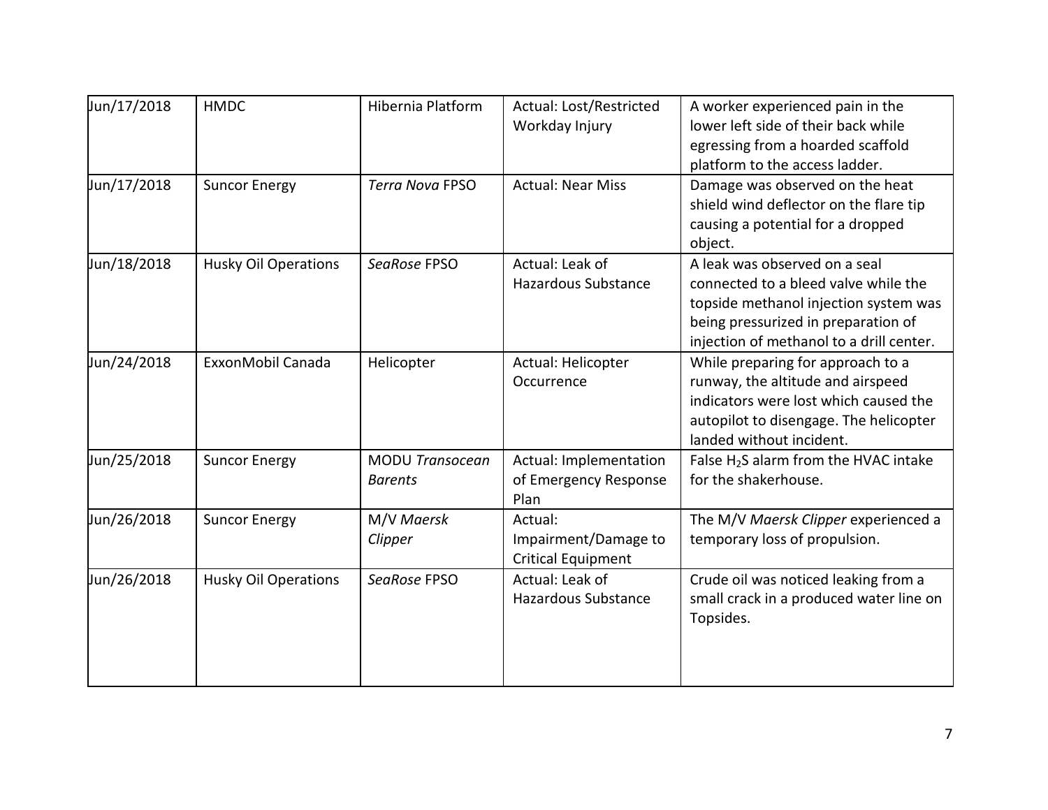| Jun/17/2018 | HMDC | Hibernia Platform | Actual: Lost/Restricted Workday Injury | A worker experienced pain in the lower left side of their back while egressing from a hoarded scaffold platform to the access ladder. |
|---|---|---|---|---|
| Jun/17/2018 | Suncor Energy | *Terra Nova* FPSO | Actual: Near Miss | Damage was observed on the heat shield wind deflector on the flare tip causing a potential for a dropped object. |
| Jun/18/2018 | Husky Oil Operations | *SeaRose* FPSO | Actual: Leak of Hazardous Substance | A leak was observed on a seal connected to a bleed valve while the topside methanol injection system was being pressurized in preparation of injection of methanol to a drill center. |
| Jun/24/2018 | ExxonMobil Canada | Helicopter | Actual: Helicopter Occurrence | While preparing for approach to a runway, the altitude and airspeed indicators were lost which caused the autopilot to disengage. The helicopter landed without incident. |
| Jun/25/2018 | Suncor Energy | MODU *Transocean Barents* | Actual: Implementation of Emergency Response Plan | False $H_2S$ alarm from the HVAC intake for the shakerhouse. |
| Jun/26/2018 | Suncor Energy | M/V *Maersk Clipper* | Actual: Impairment/Damage to Critical Equipment | The M/V *Maersk Clipper* experienced a temporary loss of propulsion. |
| Jun/26/2018 | Husky Oil Operations | *SeaRose* FPSO | Actual: Leak of Hazardous Substance | Crude oil was noticed leaking from a small crack in a produced water line on Topsides. |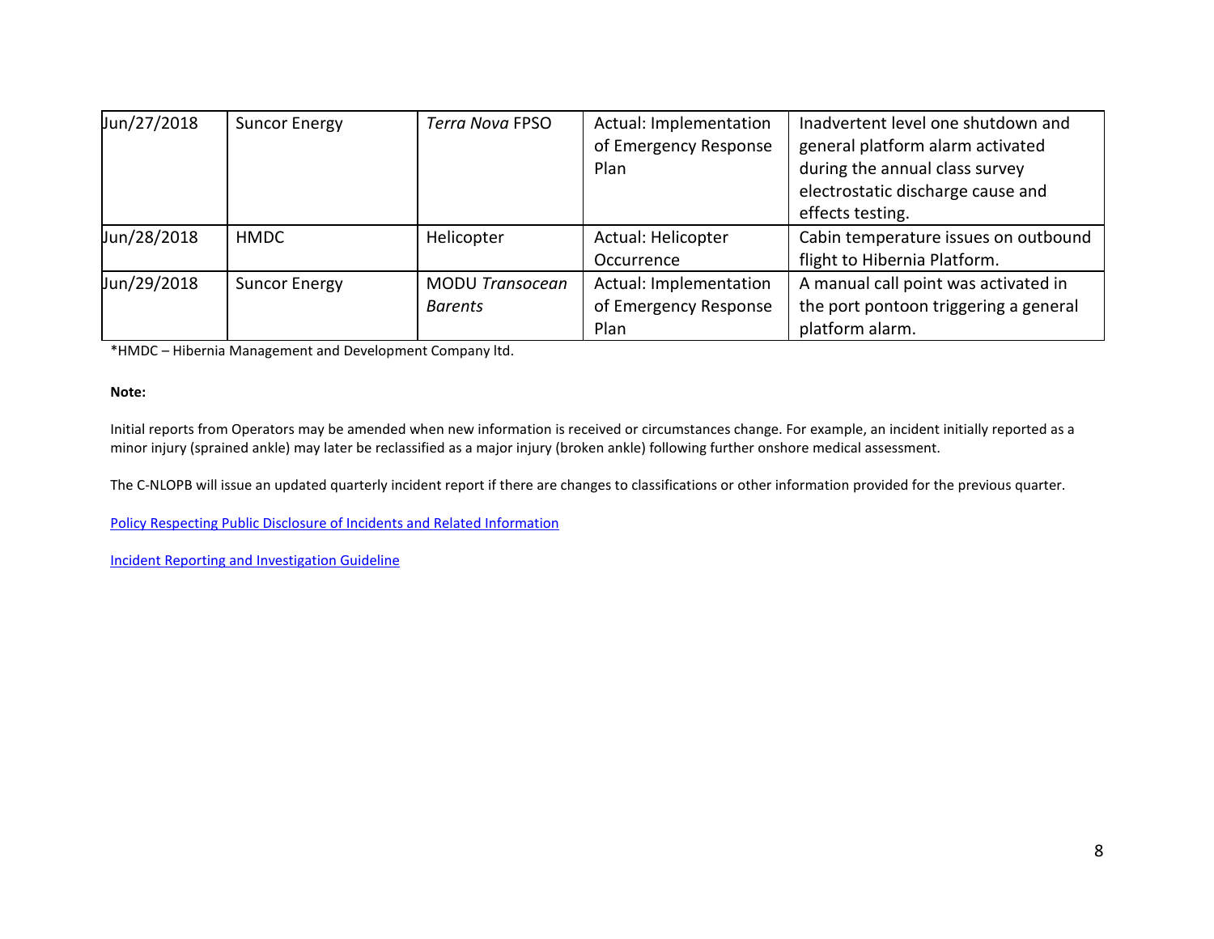| | | | | |
|---|---|---|---|---|
| Jun/27/2018 | Suncor Energy | *Terra Nova* FPSO | Actual: Implementation of Emergency Response Plan | Inadvertent level one shutdown and general platform alarm activated during the annual class survey electrostatic discharge cause and effects testing. |
| Jun/28/2018 | HMDC | Helicopter | Actual: Helicopter Occurrence | Cabin temperature issues on outbound flight to Hibernia Platform. |
| Jun/29/2018 | Suncor Energy | MODU *Transocean Barents* | Actual: Implementation of Emergency Response Plan | A manual call point was activated in the port pontoon triggering a general platform alarm. |

*HMDC – Hibernia Management and Development Company ltd.

**Note:**

Initial reports from Operators may be amended when new information is received or circumstances change. For example, an incident initially reported as a minor injury (sprained ankle) may later be reclassified as a major injury (broken ankle) following further onshore medical assessment.

The C-NLOPB will issue an updated quarterly incident report if there are changes to classifications or other information provided for the previous quarter.

Policy Respecting Public Disclosure of Incidents and Related Information

Incident Reporting and Investigation Guideline